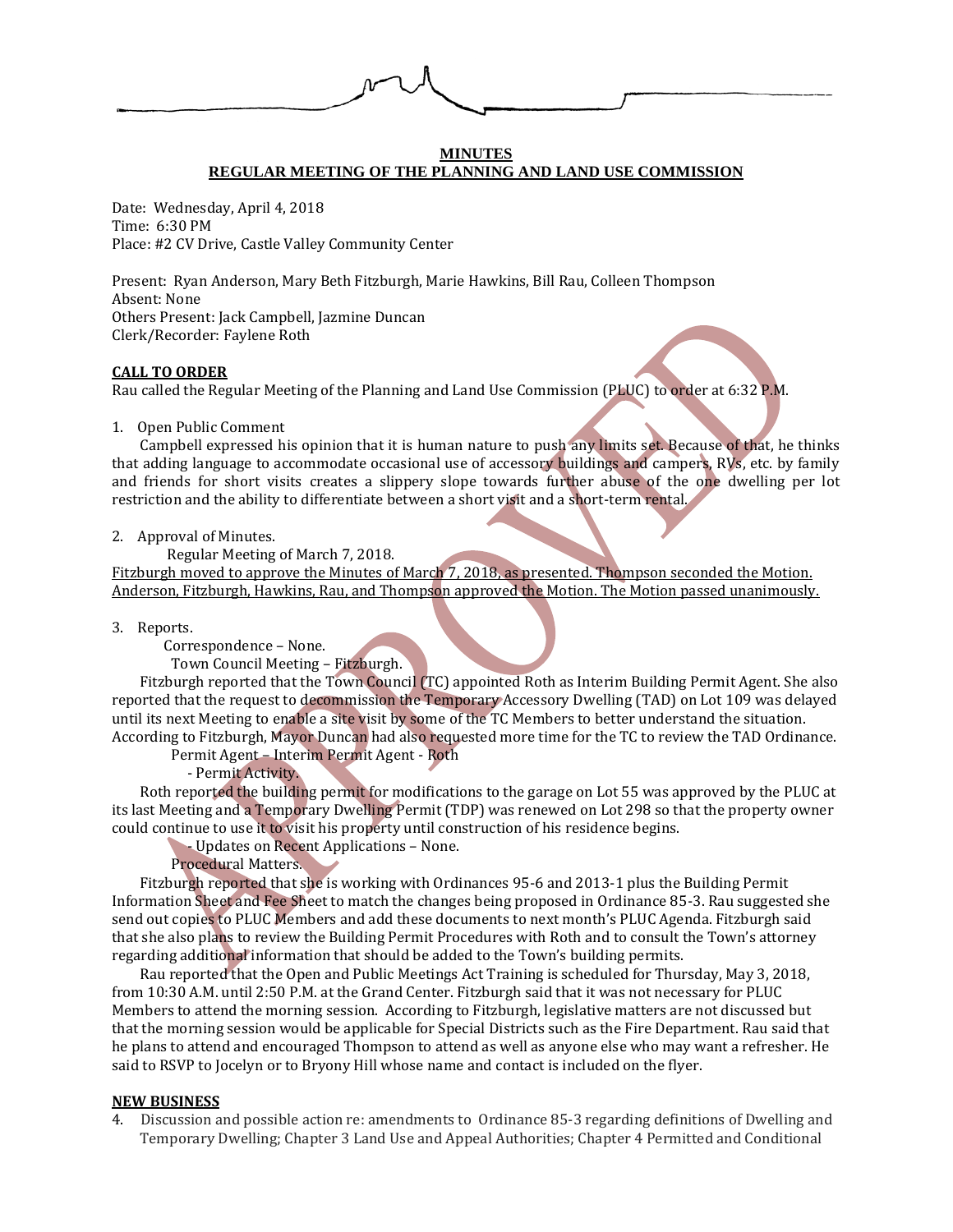**MINUTES**

**REGULAR MEETING OF THE PLANNING AND LAND USE COMMISSION**

Date: Wednesday, April 4, 2018
Time: 6:30 PM
Place: #2 CV Drive, Castle Valley Community Center

Present: Ryan Anderson, Mary Beth Fitzburgh, Marie Hawkins, Bill Rau, Colleen Thompson
Absent: None
Others Present: Jack Campbell, Jazmine Duncan
Clerk/Recorder: Faylene Roth

**CALL TO ORDER**

Rau called the Regular Meeting of the Planning and Land Use Commission (PLUC) to order at 6:32 P.M.

1. Open Public Comment

Campbell expressed his opinion that it is human nature to push any limits set. Because of that, he thinks that adding language to accommodate occasional use of accessory buildings and campers, RVs, etc. by family and friends for short visits creates a slippery slope towards further abuse of the one dwelling per lot restriction and the ability to differentiate between a short visit and a short-term rental.

2. Approval of Minutes.

Regular Meeting of March 7, 2018.

Fitzburgh moved to approve the Minutes of March 7, 2018, as presented. Thompson seconded the Motion. Anderson, Fitzburgh, Hawkins, Rau, and Thompson approved the Motion. The Motion passed unanimously.

3. Reports.

Correspondence – None.

Town Council Meeting – Fitzburgh.

Fitzburgh reported that the Town Council (TC) appointed Roth as Interim Building Permit Agent. She also reported that the request to decommission the Temporary Accessory Dwelling (TAD) on Lot 109 was delayed until its next Meeting to enable a site visit by some of the TC Members to better understand the situation. According to Fitzburgh, Mayor Duncan had also requested more time for the TC to review the TAD Ordinance.

Permit Agent – Interim Permit Agent - Roth

- Permit Activity.

Roth reported the building permit for modifications to the garage on Lot 55 was approved by the PLUC at its last Meeting and a Temporary Dwelling Permit (TDP) was renewed on Lot 298 so that the property owner could continue to use it to visit his property until construction of his residence begins.

- Updates on Recent Applications – None.

Procedural Matters.

Fitzburgh reported that she is working with Ordinances 95-6 and 2013-1 plus the Building Permit Information Sheet and Fee Sheet to match the changes being proposed in Ordinance 85-3. Rau suggested she send out copies to PLUC Members and add these documents to next month's PLUC Agenda. Fitzburgh said that she also plans to review the Building Permit Procedures with Roth and to consult the Town's attorney regarding additional information that should be added to the Town's building permits.

Rau reported that the Open and Public Meetings Act Training is scheduled for Thursday, May 3, 2018, from 10:30 A.M. until 2:50 P.M. at the Grand Center. Fitzburgh said that it was not necessary for PLUC Members to attend the morning session. According to Fitzburgh, legislative matters are not discussed but that the morning session would be applicable for Special Districts such as the Fire Department. Rau said that he plans to attend and encouraged Thompson to attend as well as anyone else who may want a refresher. He said to RSVP to Jocelyn or to Bryony Hill whose name and contact is included on the flyer.

**NEW BUSINESS**

4. Discussion and possible action re: amendments to Ordinance 85-3 regarding definitions of Dwelling and Temporary Dwelling; Chapter 3 Land Use and Appeal Authorities; Chapter 4 Permitted and Conditional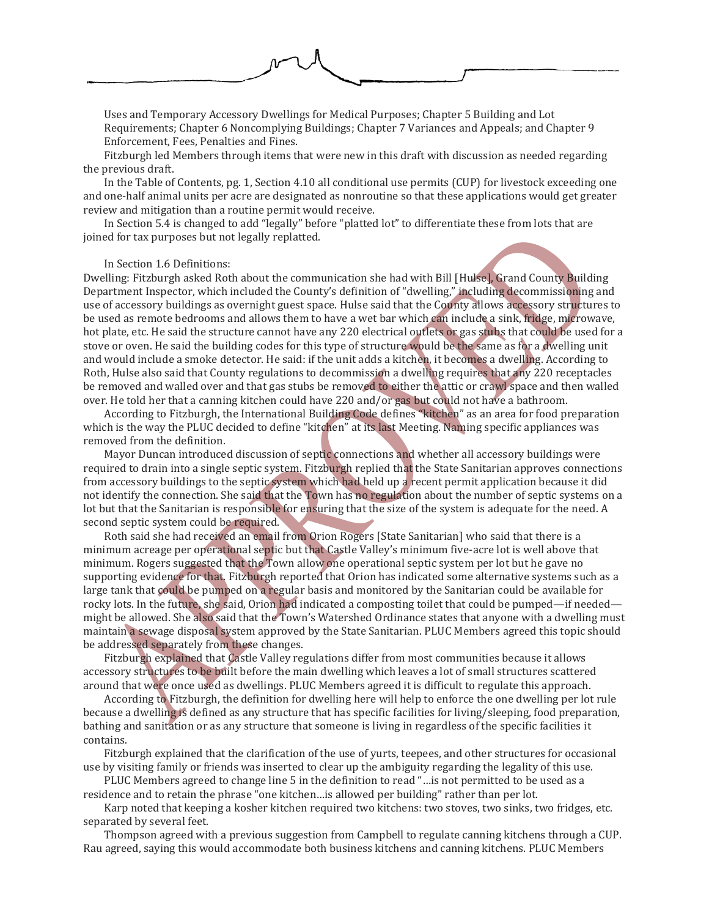Uses and Temporary Accessory Dwellings for Medical Purposes; Chapter 5 Building and Lot Requirements; Chapter 6 Noncomplying Buildings; Chapter 7 Variances and Appeals; and Chapter 9 Enforcement, Fees, Penalties and Fines.

Fitzburgh led Members through items that were new in this draft with discussion as needed regarding the previous draft.

In the Table of Contents, pg. 1, Section 4.10 all conditional use permits (CUP) for livestock exceeding one and one-half animal units per acre are designated as nonroutine so that these applications would get greater review and mitigation than a routine permit would receive.

In Section 5.4 is changed to add "legally" before "platted lot" to differentiate these from lots that are joined for tax purposes but not legally replatted.

In Section 1.6 Definitions:

Dwelling: Fitzburgh asked Roth about the communication she had with Bill [Hulse], Grand County Building Department Inspector, which included the County's definition of "dwelling," including decommissioning and use of accessory buildings as overnight guest space. Hulse said that the County allows accessory structures to be used as remote bedrooms and allows them to have a wet bar which can include a sink, fridge, microwave, hot plate, etc. He said the structure cannot have any 220 electrical outlets or gas stubs that could be used for a stove or oven. He said the building codes for this type of structure would be the same as for a dwelling unit and would include a smoke detector. He said: if the unit adds a kitchen, it becomes a dwelling. According to Roth, Hulse also said that County regulations to decommission a dwelling requires that any 220 receptacles be removed and walled over and that gas stubs be removed to either the attic or crawl space and then walled over. He told her that a canning kitchen could have 220 and/or gas but could not have a bathroom.

According to Fitzburgh, the International Building Code defines "kitchen" as an area for food preparation which is the way the PLUC decided to define "kitchen" at its last Meeting. Naming specific appliances was removed from the definition.

Mayor Duncan introduced discussion of septic connections and whether all accessory buildings were required to drain into a single septic system. Fitzburgh replied that the State Sanitarian approves connections from accessory buildings to the septic system which had held up a recent permit application because it did not identify the connection. She said that the Town has no regulation about the number of septic systems on a lot but that the Sanitarian is responsible for ensuring that the size of the system is adequate for the need. A second septic system could be required.

Roth said she had received an email from Orion Rogers [State Sanitarian] who said that there is a minimum acreage per operational septic but that Castle Valley's minimum five-acre lot is well above that minimum. Rogers suggested that the Town allow one operational septic system per lot but he gave no supporting evidence for that. Fitzburgh reported that Orion has indicated some alternative systems such as a large tank that could be pumped on a regular basis and monitored by the Sanitarian could be available for rocky lots. In the future, she said, Orion had indicated a composting toilet that could be pumped—if needed—might be allowed. She also said that the Town's Watershed Ordinance states that anyone with a dwelling must maintain a sewage disposal system approved by the State Sanitarian. PLUC Members agreed this topic should be addressed separately from these changes.

Fitzburgh explained that Castle Valley regulations differ from most communities because it allows accessory structures to be built before the main dwelling which leaves a lot of small structures scattered around that were once used as dwellings. PLUC Members agreed it is difficult to regulate this approach.

According to Fitzburgh, the definition for dwelling here will help to enforce the one dwelling per lot rule because a dwelling is defined as any structure that has specific facilities for living/sleeping, food preparation, bathing and sanitation or as any structure that someone is living in regardless of the specific facilities it contains.

Fitzburgh explained that the clarification of the use of yurts, teepees, and other structures for occasional use by visiting family or friends was inserted to clear up the ambiguity regarding the legality of this use.

PLUC Members agreed to change line 5 in the definition to read "…is not permitted to be used as a residence and to retain the phrase "one kitchen…is allowed per building" rather than per lot.

Karp noted that keeping a kosher kitchen required two kitchens: two stoves, two sinks, two fridges, etc. separated by several feet.

Thompson agreed with a previous suggestion from Campbell to regulate canning kitchens through a CUP. Rau agreed, saying this would accommodate both business kitchens and canning kitchens. PLUC Members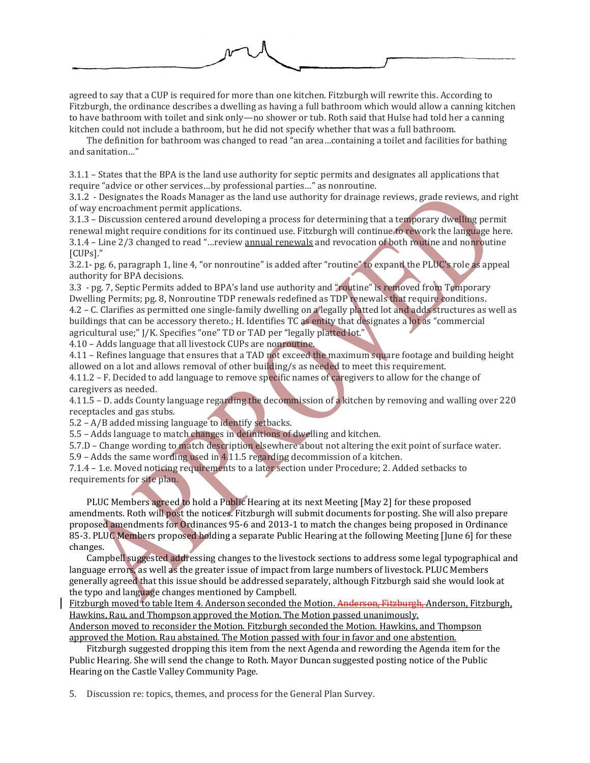agreed to say that a CUP is required for more than one kitchen. Fitzburgh will rewrite this. According to Fitzburgh, the ordinance describes a dwelling as having a full bathroom which would allow a canning kitchen to have bathroom with toilet and sink only—no shower or tub. Roth said that Hulse had told her a canning kitchen could not include a bathroom, but he did not specify whether that was a full bathroom.

The definition for bathroom was changed to read "an area…containing a toilet and facilities for bathing and sanitation…"

3.1.1 – States that the BPA is the land use authority for septic permits and designates all applications that require "advice or other services…by professional parties…" as nonroutine.
3.1.2 - Designates the Roads Manager as the land use authority for drainage reviews, grade reviews, and right of way encroachment permit applications.
3.1.3 – Discussion centered around developing a process for determining that a temporary dwelling permit renewal might require conditions for its continued use. Fitzburgh will continue to rework the language here.
3.1.4 – Line 2/3 changed to read "…review <u>annual renewals</u> and revocation of both routine and nonroutine [CUPs]."
3.2.1- pg. 6, paragraph 1, line 4, "or nonroutine" is added after "routine" to expand the PLUC's role as appeal authority for BPA decisions.
3.3 - pg. 7, Septic Permits added to BPA's land use authority and "routine" is removed from Temporary Dwelling Permits; pg. 8, Nonroutine TDP renewals redefined as TDP renewals that require conditions.
4.2 – C. Clarifies as permitted one single-family dwelling on a legally platted lot and adds structures as well as buildings that can be accessory thereto.; H. Identifies TC as entity that designates a lot as "commercial agricultural use;" J/K. Specifies "one" TD or TAD per "legally platted lot."
4.10 – Adds language that all livestock CUPs are nonroutine.
4.11 – Refines language that ensures that a TAD not exceed the maximum square footage and building height allowed on a lot and allows removal of other building/s as needed to meet this requirement.
4.11.2 – F. Decided to add language to remove specific names of caregivers to allow for the change of caregivers as needed.
4.11.5 – D. adds County language regarding the decommission of a kitchen by removing and walling over 220 receptacles and gas stubs.
5.2 – A/B added missing language to identify setbacks.
5.5 – Adds language to match changes in definitions of dwelling and kitchen.
5.7.D – Change wording to match description elsewhere about not altering the exit point of surface water.
5.9 – Adds the same wording used in 4.11.5 regarding decommission of a kitchen.
7.1.4 – 1.e. Moved noticing requirements to a later section under Procedure; 2. Added setbacks to requirements for site plan.

PLUC Members agreed to hold a Public Hearing at its next Meeting [May 2] for these proposed amendments. Roth will post the notices. Fitzburgh will submit documents for posting. She will also prepare proposed amendments for Ordinances 95-6 and 2013-1 to match the changes being proposed in Ordinance 85-3. PLUC Members proposed holding a separate Public Hearing at the following Meeting [June 6] for these changes.

Campbell suggested addressing changes to the livestock sections to address some legal typographical and language errors, as well as the greater issue of impact from large numbers of livestock. PLUC Members generally agreed that this issue should be addressed separately, although Fitzburgh said she would look at the typo and language changes mentioned by Campbell.

<u>Fitzburgh moved to table Item 4. Anderson seconded the Motion.</u> ~~Anderson, Fitzburgh,~~ <u>Anderson, Fitzburgh, Hawkins, Rau, and Thompson approved the Motion. The Motion passed unanimously.</u>
<u>Anderson moved to reconsider the Motion. Fitzburgh seconded the Motion. Hawkins, and Thompson approved the Motion. Rau abstained. The Motion passed with four in favor and one abstention.</u>

Fitzburgh suggested dropping this item from the next Agenda and rewording the Agenda item for the Public Hearing. She will send the change to Roth. Mayor Duncan suggested posting notice of the Public Hearing on the Castle Valley Community Page.

5. Discussion re: topics, themes, and process for the General Plan Survey.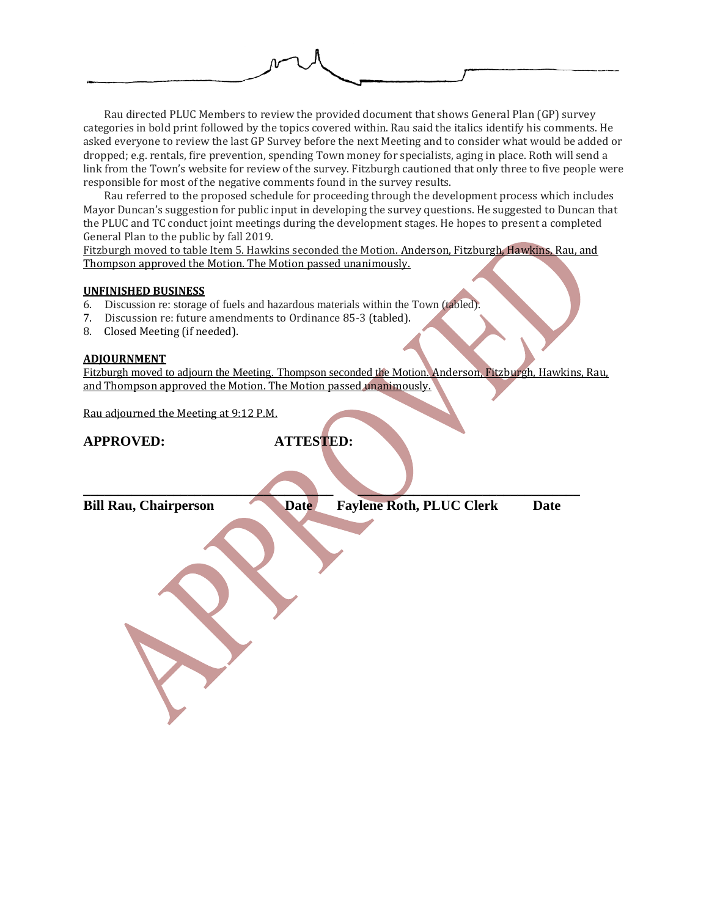Rau directed PLUC Members to review the provided document that shows General Plan (GP) survey categories in bold print followed by the topics covered within. Rau said the italics identify his comments. He asked everyone to review the last GP Survey before the next Meeting and to consider what would be added or dropped; e.g. rentals, fire prevention, spending Town money for specialists, aging in place. Roth will send a link from the Town's website for review of the survey. Fitzburgh cautioned that only three to five people were responsible for most of the negative comments found in the survey results.

Rau referred to the proposed schedule for proceeding through the development process which includes Mayor Duncan's suggestion for public input in developing the survey questions. He suggested to Duncan that the PLUC and TC conduct joint meetings during the development stages. He hopes to present a completed General Plan to the public by fall 2019.

Fitzburgh moved to table Item 5. Hawkins seconded the Motion. Anderson, Fitzburgh, Hawkins, Rau, and Thompson approved the Motion. The Motion passed unanimously.

**UNFINISHED BUSINESS**

6. Discussion re: storage of fuels and hazardous materials within the Town (tabled).
7. Discussion re: future amendments to Ordinance 85-3 (tabled).
8. Closed Meeting (if needed).

**ADJOURNMENT**

Fitzburgh moved to adjourn the Meeting. Thompson seconded the Motion. Anderson, Fitzburgh, Hawkins, Rau, and Thompson approved the Motion. The Motion passed unanimously.

Rau adjourned the Meeting at 9:12 P.M.

**APPROVED:** **ATTESTED:**

______________________________ ______________________________

**Bill Rau, Chairperson Date** **Faylene Roth, PLUC Clerk Date**

APPROVED